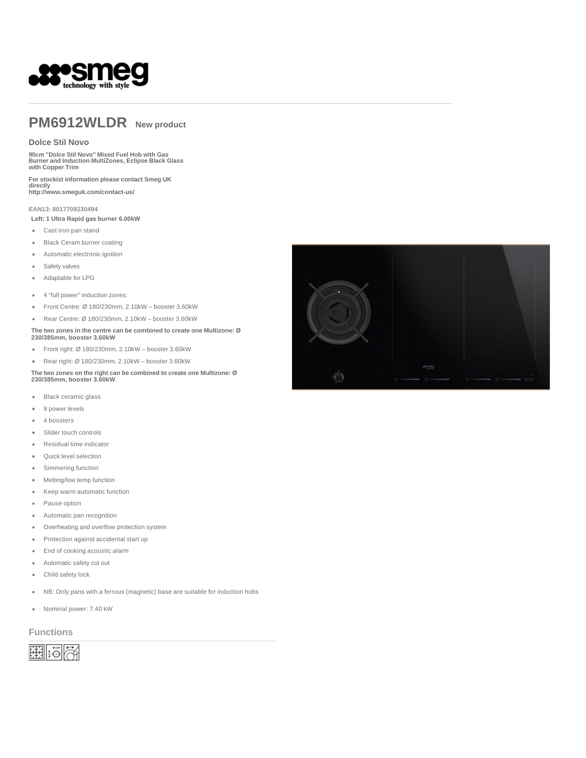# PM6912WLDR **New product**

## Dolce Stil Novo

**90cm "Dolce Stil Novo" Mixed Fuel Hob with Gas Burner and Induction MultiZones, Eclipse Black Glass with Copper Trim**

**For stockist information please contact Smeg UK directly**
**http://www.smeguk.com/contact-us/**

**EAN13: 8017709230494**

**Left: 1 Ultra Rapid gas burner 6.00kW**

- Cast iron pan stand
- Black Ceram burner coating
- Automatic electronic ignition
- Safety valves
- Adaptable for LPG

- 4 "full power" induction zones:
- Front Centre: Ø 180/230mm, 2.10kW – booster 3.60kW
- Rear Centre: Ø 180/230mm, 2.10kW – booster 3.60kW

**The two zones in the centre can be combined to create one Multizone: Ø 230/385mm, booster 3.60kW**

- Front right: Ø 180/230mm, 2.10kW – booster 3.60kW
- Rear right: Ø 180/230mm, 2.10kW – booster 3.60kW

**The two zones on the right can be combined to create one Multizone: Ø 230/385mm, booster 3.60kW**

- Black ceramic glass
- 9 power levels
- 4 boosters
- Slider touch controls
- Residual time indicator
- Quick level selection
- Simmering function
- Melting/low temp function
- Keep warm automatic function
- Pause option
- Automatic pan recognition
- Overheating and overflow protection system
- Protection against accidental start up
- End of cooking acoustic alarm
- Automatic safety cut out
- Child safety lock

- NB: Only pans with a ferrous (magnetic) base are suitable for induction hobs

- Nominal power: 7.40 kW

## Functions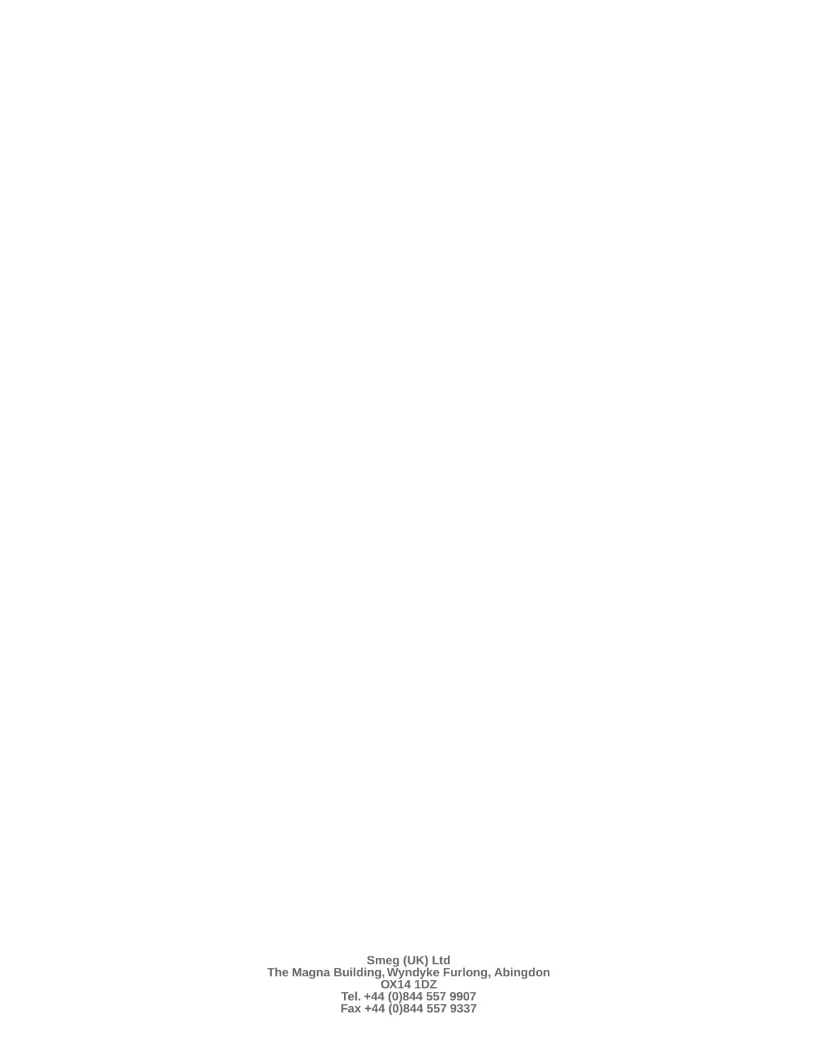**Smeg (UK) Ltd**
**The Magna Building, Wyndyke Furlong, Abingdon**
**OX14 1DZ**
**Tel. +44 (0)844 557 9907**
**Fax +44 (0)844 557 9337**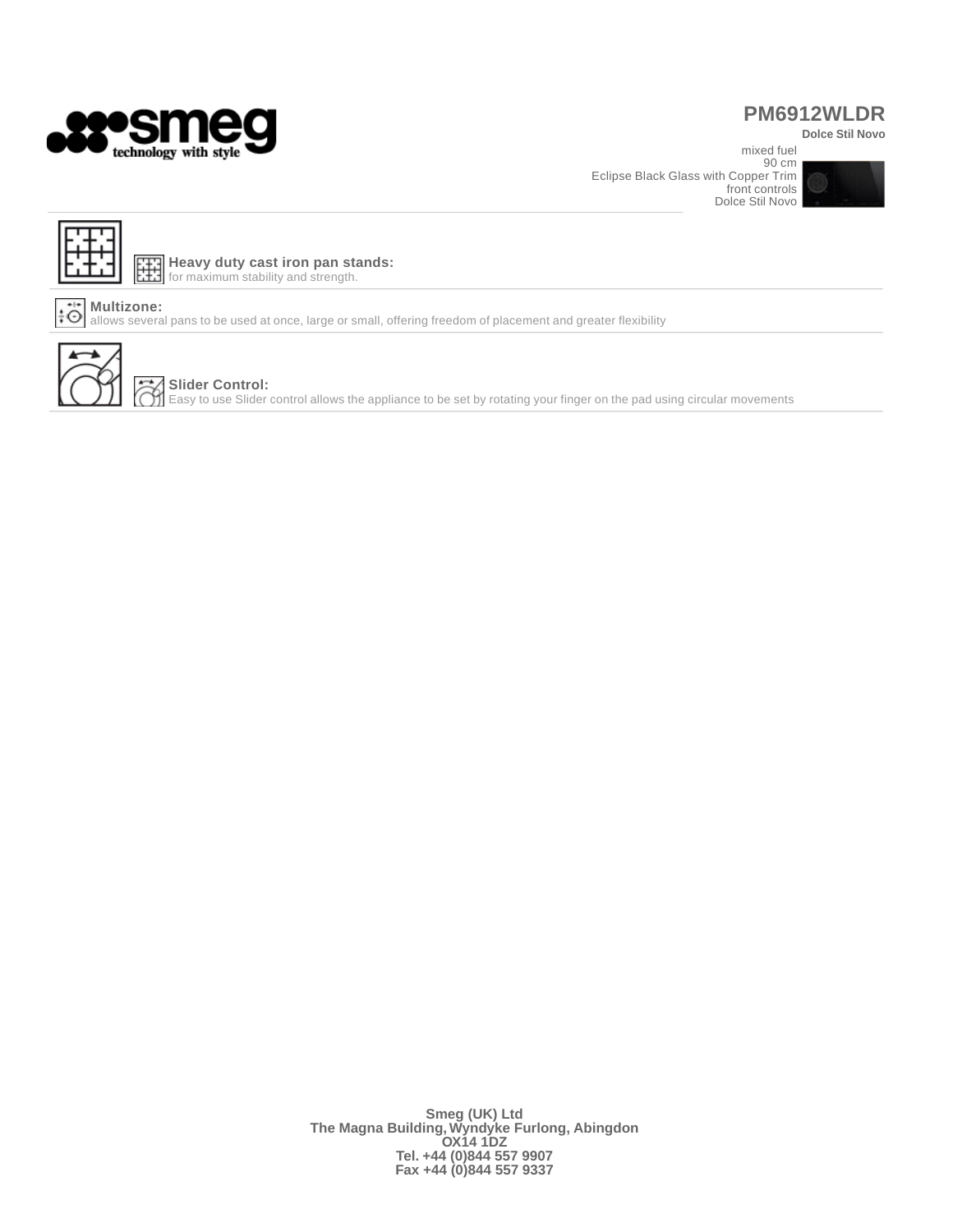**PM6912WLDR**

**Dolce Stil Novo**

mixed fuel
90 cm
Eclipse Black Glass with Copper Trim
front controls
Dolce Stil Novo

**Heavy duty cast iron pan stands:**
for maximum stability and strength.

**Multizone:**
allows several pans to be used at once, large or small, offering freedom of placement and greater flexibility

**Slider Control:**
Easy to use Slider control allows the appliance to be set by rotating your finger on the pad using circular movements

**Smeg (UK) Ltd**
**The Magna Building, Wyndyke Furlong, Abingdon**
**OX14 1DZ**
**Tel. +44 (0)844 557 9907**
**Fax +44 (0)844 557 9337**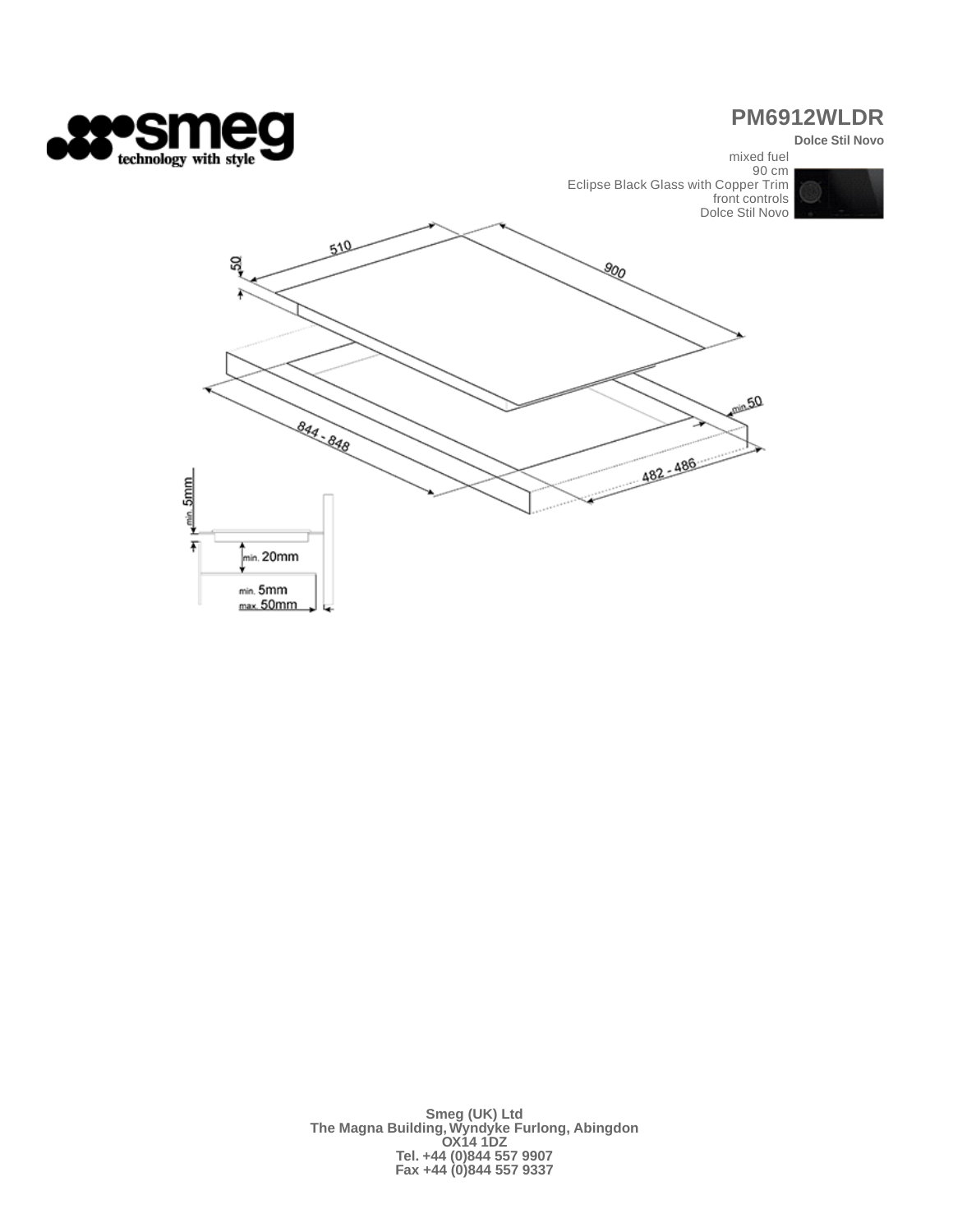# PM6912WLDR

**Dolce Stil Novo**

mixed fuel
90 cm
Eclipse Black Glass with Copper Trim
front controls
Dolce Stil Novo

510
900
50
844 - 848
482 - 486
min. 50
min. 5mm
min. 20mm
min. 5mm
max. 50mm

**Smeg (UK) Ltd**
**The Magna Building, Wyndyke Furlong, Abingdon**
**OX14 1DZ**
**Tel. +44 (0)844 557 9907**
**Fax +44 (0)844 557 9337**